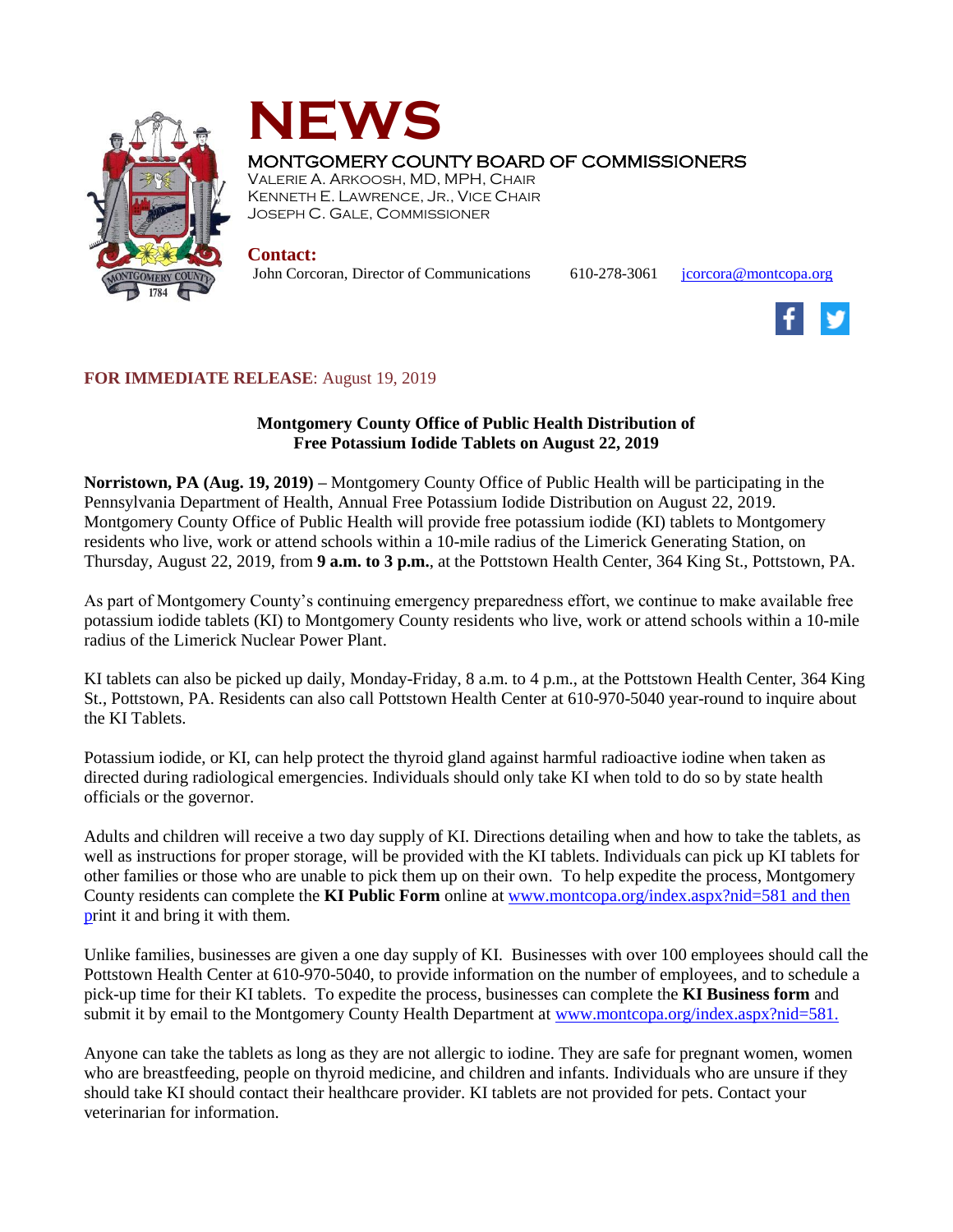# NEWS

**MONTGOMERY COUNTY BOARD OF COMMISSIONERS**

VALERIE A. ARKOOSH, MD, MPH, CHAIR
KENNETH E. LAWRENCE, JR., VICE CHAIR
JOSEPH C. GALE, COMMISSIONER

**Contact:**
John Corcoran, Director of Communications 610-278-3061 jcorcora@montcopa.org

**FOR IMMEDIATE RELEASE**: August 19, 2019

**Montgomery County Office of Public Health Distribution of Free Potassium Iodide Tablets on August 22, 2019**

**Norristown, PA (Aug. 19, 2019) –** Montgomery County Office of Public Health will be participating in the Pennsylvania Department of Health, Annual Free Potassium Iodide Distribution on August 22, 2019. Montgomery County Office of Public Health will provide free potassium iodide (KI) tablets to Montgomery residents who live, work or attend schools within a 10-mile radius of the Limerick Generating Station, on Thursday, August 22, 2019, from **9 a.m. to 3 p.m.**, at the Pottstown Health Center, 364 King St., Pottstown, PA.

As part of Montgomery County's continuing emergency preparedness effort, we continue to make available free potassium iodide tablets (KI) to Montgomery County residents who live, work or attend schools within a 10-mile radius of the Limerick Nuclear Power Plant.

KI tablets can also be picked up daily, Monday-Friday, 8 a.m. to 4 p.m., at the Pottstown Health Center, 364 King St., Pottstown, PA. Residents can also call Pottstown Health Center at 610-970-5040 year-round to inquire about the KI Tablets.

Potassium iodide, or KI, can help protect the thyroid gland against harmful radioactive iodine when taken as directed during radiological emergencies. Individuals should only take KI when told to do so by state health officials or the governor.

Adults and children will receive a two day supply of KI. Directions detailing when and how to take the tablets, as well as instructions for proper storage, will be provided with the KI tablets. Individuals can pick up KI tablets for other families or those who are unable to pick them up on their own. To help expedite the process, Montgomery County residents can complete the **KI Public Form** online at www.montcopa.org/index.aspx?nid=581 and then print it and bring it with them.

Unlike families, businesses are given a one day supply of KI. Businesses with over 100 employees should call the Pottstown Health Center at 610-970-5040, to provide information on the number of employees, and to schedule a pick-up time for their KI tablets. To expedite the process, businesses can complete the **KI Business form** and submit it by email to the Montgomery County Health Department at www.montcopa.org/index.aspx?nid=581.

Anyone can take the tablets as long as they are not allergic to iodine. They are safe for pregnant women, women who are breastfeeding, people on thyroid medicine, and children and infants. Individuals who are unsure if they should take KI should contact their healthcare provider. KI tablets are not provided for pets. Contact your veterinarian for information.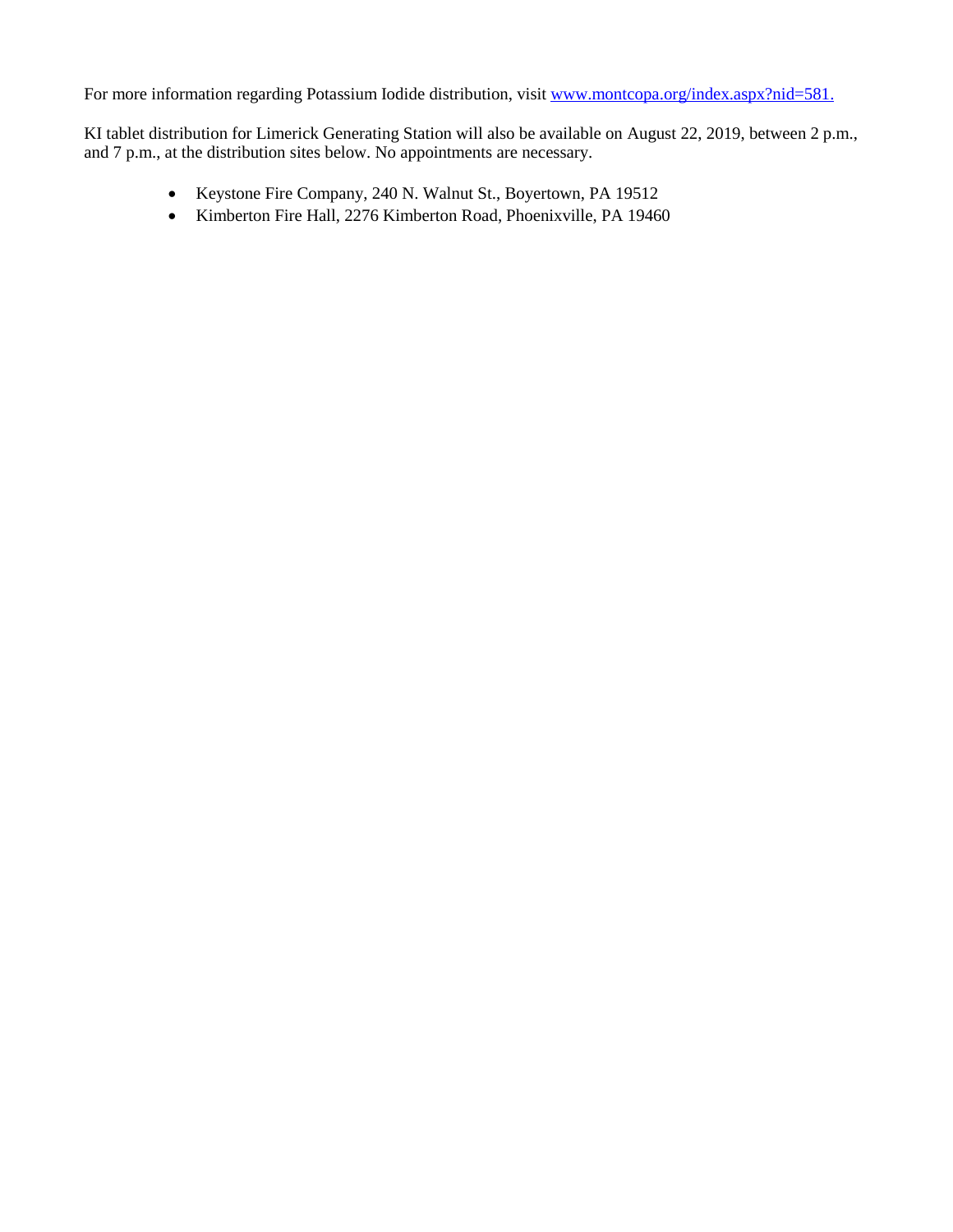For more information regarding Potassium Iodide distribution, visit [www.montcopa.org/index.aspx?nid=581.](www.montcopa.org/index.aspx?nid=581)

KI tablet distribution for Limerick Generating Station will also be available on August 22, 2019, between 2 p.m., and 7 p.m., at the distribution sites below. No appointments are necessary.

- Keystone Fire Company, 240 N. Walnut St., Boyertown, PA 19512
- Kimberton Fire Hall, 2276 Kimberton Road, Phoenixville, PA 19460